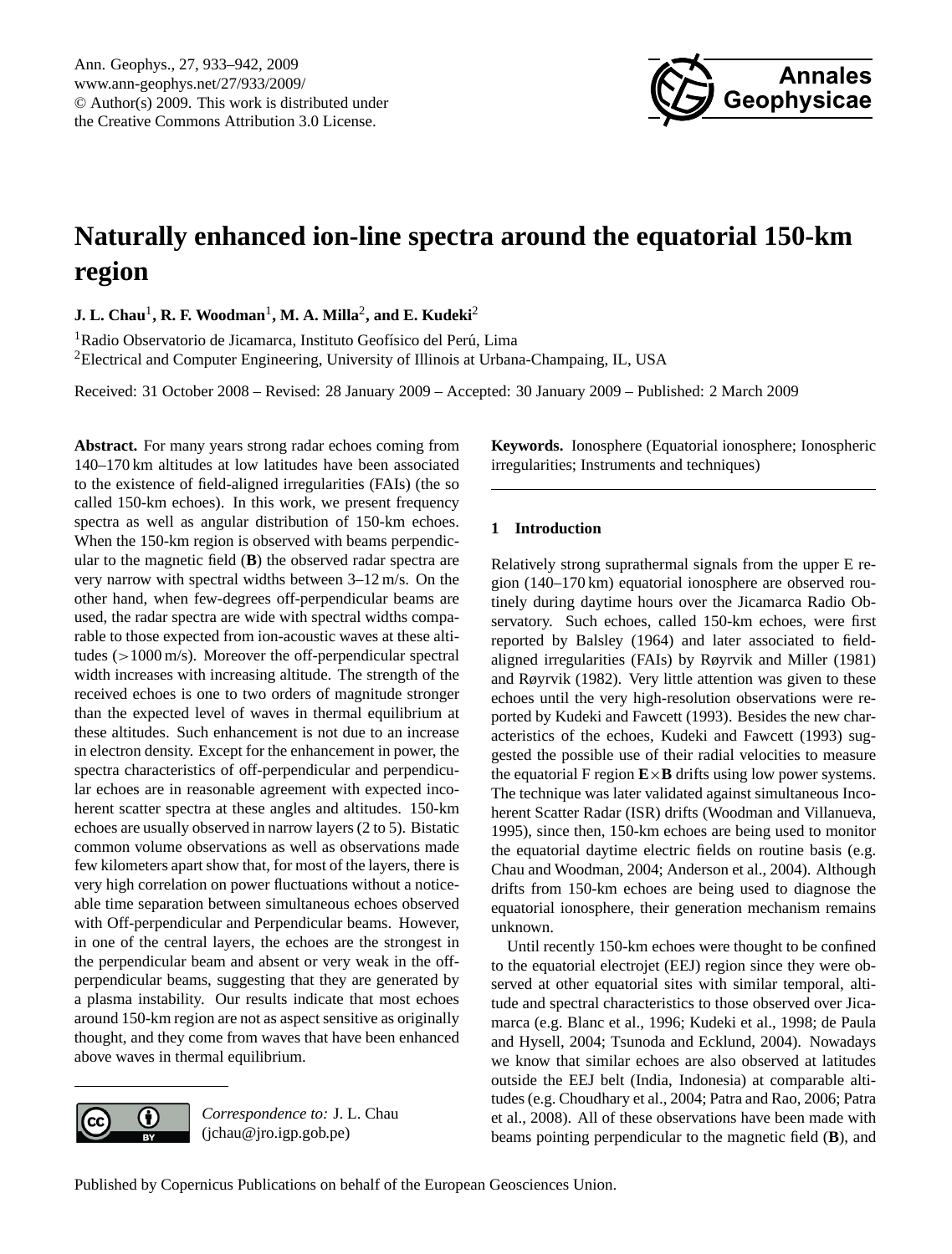# Naturally enhanced ion-line spectra around the equatorial 150-km region

**J. L. Chau**[1], **R. F. Woodman**[1], **M. A. Milla**[2], **and E. Kudeki**[2]

[1]Radio Observatorio de Jicamarca, Instituto Geofísico del Perú, Lima

[2]Electrical and Computer Engineering, University of Illinois at Urbana-Champaing, IL, USA

Received: 31 October 2008 – Revised: 28 January 2009 – Accepted: 30 January 2009 – Published: 2 March 2009

**Abstract.** For many years strong radar echoes coming from 140–170 km altitudes at low latitudes have been associated to the existence of field-aligned irregularities (FAIs) (the so called 150-km echoes). In this work, we present frequency spectra as well as angular distribution of 150-km echoes. When the 150-km region is observed with beams perpendicular to the magnetic field (**B**) the observed radar spectra are very narrow with spectral widths between 3–12 m/s. On the other hand, when few-degrees off-perpendicular beams are used, the radar spectra are wide with spectral widths comparable to those expected from ion-acoustic waves at these altitudes (>1000 m/s). Moreover the off-perpendicular spectral width increases with increasing altitude. The strength of the received echoes is one to two orders of magnitude stronger than the expected level of waves in thermal equilibrium at these altitudes. Such enhancement is not due to an increase in electron density. Except for the enhancement in power, the spectra characteristics of off-perpendicular and perpendicular echoes are in reasonable agreement with expected incoherent scatter spectra at these angles and altitudes. 150-km echoes are usually observed in narrow layers (2 to 5). Bistatic common volume observations as well as observations made few kilometers apart show that, for most of the layers, there is very high correlation on power fluctuations without a noticeable time separation between simultaneous echoes observed with Off-perpendicular and Perpendicular beams. However, in one of the central layers, the echoes are the strongest in the perpendicular beam and absent or very weak in the off-perpendicular beams, suggesting that they are generated by a plasma instability. Our results indicate that most echoes around 150-km region are not as aspect sensitive as originally thought, and they come from waves that have been enhanced above waves in thermal equilibrium.

*Correspondence to:* J. L. Chau (jchau@jro.igp.gob.pe)

**Keywords.** Ionosphere (Equatorial ionosphere; Ionospheric irregularities; Instruments and techniques)

## 1 Introduction

Relatively strong suprathermal signals from the upper E region (140–170 km) equatorial ionosphere are observed routinely during daytime hours over the Jicamarca Radio Observatory. Such echoes, called 150-km echoes, were first reported by Balsley (1964) and later associated to field-aligned irregularities (FAIs) by Røyrvik and Miller (1981) and Røyrvik (1982). Very little attention was given to these echoes until the very high-resolution observations were reported by Kudeki and Fawcett (1993). Besides the new characteristics of the echoes, Kudeki and Fawcett (1993) suggested the possible use of their radial velocities to measure the equatorial F region **E**×**B** drifts using low power systems. The technique was later validated against simultaneous Incoherent Scatter Radar (ISR) drifts (Woodman and Villanueva, 1995), since then, 150-km echoes are being used to monitor the equatorial daytime electric fields on routine basis (e.g. Chau and Woodman, 2004; Anderson et al., 2004). Although drifts from 150-km echoes are being used to diagnose the equatorial ionosphere, their generation mechanism remains unknown.

Until recently 150-km echoes were thought to be confined to the equatorial electrojet (EEJ) region since they were observed at other equatorial sites with similar temporal, altitude and spectral characteristics to those observed over Jicamarca (e.g. Blanc et al., 1996; Kudeki et al., 1998; de Paula and Hysell, 2004; Tsunoda and Ecklund, 2004). Nowadays we know that similar echoes are also observed at latitudes outside the EEJ belt (India, Indonesia) at comparable altitudes (e.g. Choudhary et al., 2004; Patra and Rao, 2006; Patra et al., 2008). All of these observations have been made with beams pointing perpendicular to the magnetic field (**B**), and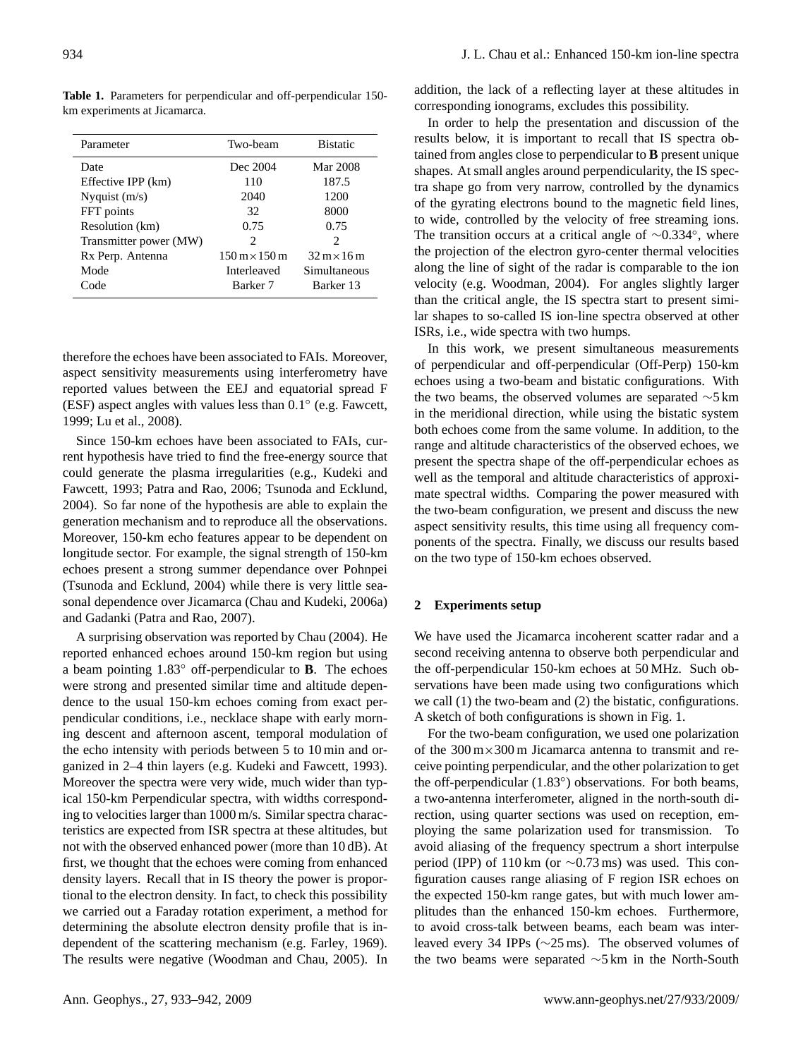**Table 1.** Parameters for perpendicular and off-perpendicular 150-km experiments at Jicamarca.

| Parameter | Two-beam | Bistatic |
|---|---|---|
| Date | Dec 2004 | Mar 2008 |
| Effective IPP (km) | 110 | 187.5 |
| Nyquist (m/s) | 2040 | 1200 |
| FFT points | 32 | 8000 |
| Resolution (km) | 0.75 | 0.75 |
| Transmitter power (MW) | 2 | 2 |
| Rx Perp. Antenna | $150\,\mathrm{m}\times150\,\mathrm{m}$ | $32\,\mathrm{m}\times16\,\mathrm{m}$ |
| Mode | Interleaved | Simultaneous |
| Code | Barker 7 | Barker 13 |

therefore the echoes have been associated to FAIs. Moreover, aspect sensitivity measurements using interferometry have reported values between the EEJ and equatorial spread F (ESF) aspect angles with values less than $0.1^\circ$ (e.g. Fawcett, 1999; Lu et al., 2008).

Since 150-km echoes have been associated to FAIs, current hypothesis have tried to find the free-energy source that could generate the plasma irregularities (e.g., Kudeki and Fawcett, 1993; Patra and Rao, 2006; Tsunoda and Ecklund, 2004). So far none of the hypothesis are able to explain the generation mechanism and to reproduce all the observations. Moreover, 150-km echo features appear to be dependent on longitude sector. For example, the signal strength of 150-km echoes present a strong summer dependance over Pohnpei (Tsunoda and Ecklund, 2004) while there is very little seasonal dependence over Jicamarca (Chau and Kudeki, 2006a) and Gadanki (Patra and Rao, 2007).

A surprising observation was reported by Chau (2004). He reported enhanced echoes around 150-km region but using a beam pointing $1.83^\circ$ off-perpendicular to **B**. The echoes were strong and presented similar time and altitude dependence to the usual 150-km echoes coming from exact perpendicular conditions, i.e., necklace shape with early morning descent and afternoon ascent, temporal modulation of the echo intensity with periods between 5 to 10 min and organized in 2–4 thin layers (e.g. Kudeki and Fawcett, 1993). Moreover the spectra were very wide, much wider than typical 150-km Perpendicular spectra, with widths corresponding to velocities larger than 1000 m/s. Similar spectra characteristics are expected from ISR spectra at these altitudes, but not with the observed enhanced power (more than 10 dB). At first, we thought that the echoes were coming from enhanced density layers. Recall that in IS theory the power is proportional to the electron density. In fact, to check this possibility we carried out a Faraday rotation experiment, a method for determining the absolute electron density profile that is independent of the scattering mechanism (e.g. Farley, 1969). The results were negative (Woodman and Chau, 2005). In addition, the lack of a reflecting layer at these altitudes in corresponding ionograms, excludes this possibility.

In order to help the presentation and discussion of the results below, it is important to recall that IS spectra obtained from angles close to perpendicular to **B** present unique shapes. At small angles around perpendicularity, the IS spectra shape go from very narrow, controlled by the dynamics of the gyrating electrons bound to the magnetic field lines, to wide, controlled by the velocity of free streaming ions. The transition occurs at a critical angle of $\sim 0.334^\circ$, where the projection of the electron gyro-center thermal velocities along the line of sight of the radar is comparable to the ion velocity (e.g. Woodman, 2004). For angles slightly larger than the critical angle, the IS spectra start to present similar shapes to so-called IS ion-line spectra observed at other ISRs, i.e., wide spectra with two humps.

In this work, we present simultaneous measurements of perpendicular and off-perpendicular (Off-Perp) 150-km echoes using a two-beam and bistatic configurations. With the two beams, the observed volumes are separated $\sim 5$ km in the meridional direction, while using the bistatic system both echoes come from the same volume. In addition, to the range and altitude characteristics of the observed echoes, we present the spectra shape of the off-perpendicular echoes as well as the temporal and altitude characteristics of approximate spectral widths. Comparing the power measured with the two-beam configuration, we present and discuss the new aspect sensitivity results, this time using all frequency components of the spectra. Finally, we discuss our results based on the two type of 150-km echoes observed.

## 2 Experiments setup

We have used the Jicamarca incoherent scatter radar and a second receiving antenna to observe both perpendicular and the off-perpendicular 150-km echoes at 50 MHz. Such observations have been made using two configurations which we call (1) the two-beam and (2) the bistatic, configurations. A sketch of both configurations is shown in Fig. 1.

For the two-beam configuration, we used one polarization of the $300\,\mathrm{m}\times300\,\mathrm{m}$ Jicamarca antenna to transmit and receive pointing perpendicular, and the other polarization to get the off-perpendicular ($1.83^\circ$) observations. For both beams, a two-antenna interferometer, aligned in the north-south direction, using quarter sections was used on reception, employing the same polarization used for transmission. To avoid aliasing of the frequency spectrum a short interpulse period (IPP) of 110 km (or $\sim 0.73$ ms) was used. This configuration causes range aliasing of F region ISR echoes on the expected 150-km range gates, but with much lower amplitudes than the enhanced 150-km echoes. Furthermore, to avoid cross-talk between beams, each beam was interleaved every 34 IPPs ($\sim 25$ ms). The observed volumes of the two beams were separated $\sim 5$ km in the North-South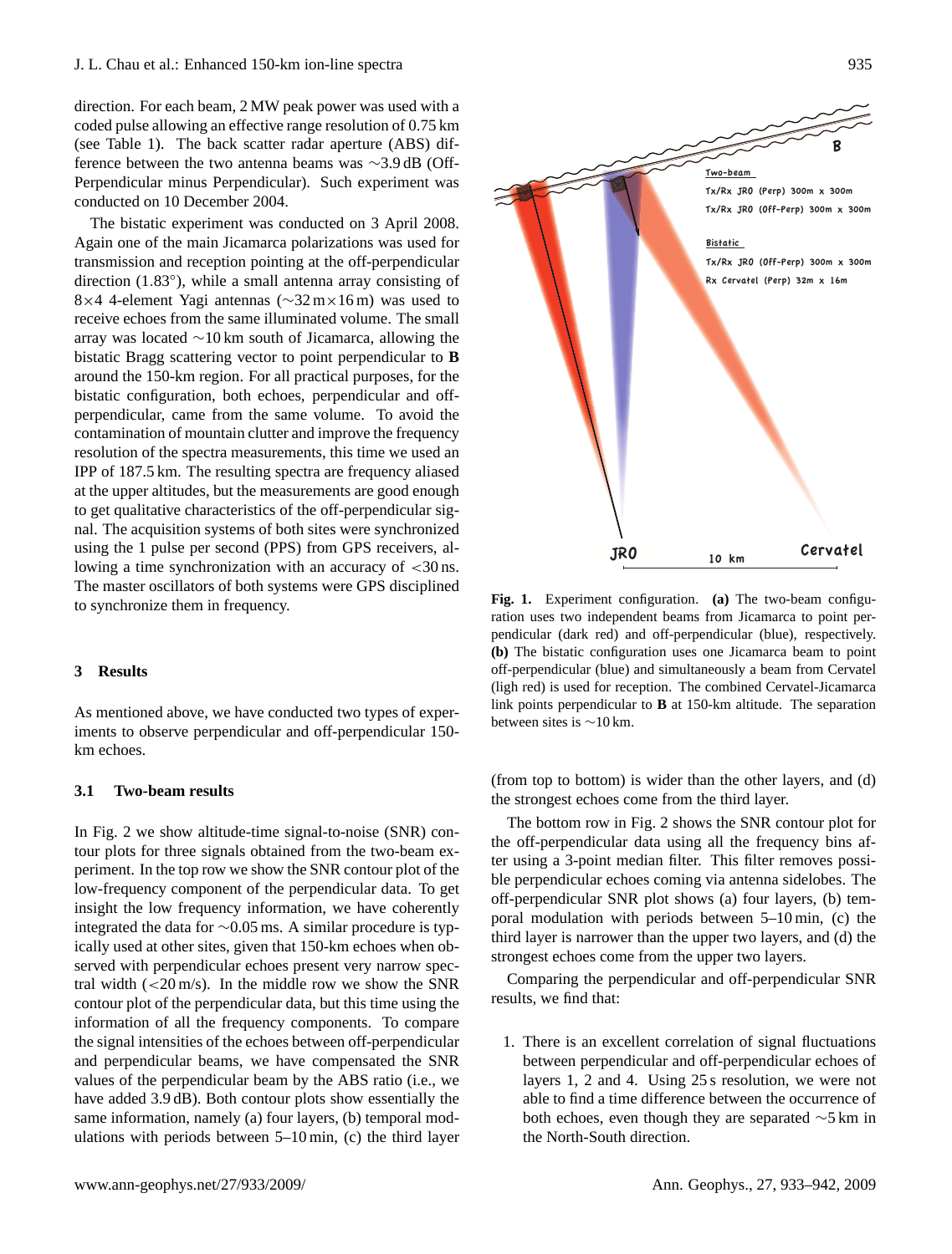direction. For each beam, 2 MW peak power was used with a coded pulse allowing an effective range resolution of 0.75 km (see Table 1). The back scatter radar aperture (ABS) difference between the two antenna beams was ∼3.9 dB (Off-Perpendicular minus Perpendicular). Such experiment was conducted on 10 December 2004.

The bistatic experiment was conducted on 3 April 2008. Again one of the main Jicamarca polarizations was used for transmission and reception pointing at the off-perpendicular direction (1.83°), while a small antenna array consisting of 8×4 4-element Yagi antennas (∼32 m×16 m) was used to receive echoes from the same illuminated volume. The small array was located ∼10 km south of Jicamarca, allowing the bistatic Bragg scattering vector to point perpendicular to **B** around the 150-km region. For all practical purposes, for the bistatic configuration, both echoes, perpendicular and off-perpendicular, came from the same volume. To avoid the contamination of mountain clutter and improve the frequency resolution of the spectra measurements, this time we used an IPP of 187.5 km. The resulting spectra are frequency aliased at the upper altitudes, but the measurements are good enough to get qualitative characteristics of the off-perpendicular signal. The acquisition systems of both sites were synchronized using the 1 pulse per second (PPS) from GPS receivers, allowing a time synchronization with an accuracy of <30 ns. The master oscillators of both systems were GPS disciplined to synchronize them in frequency.

**Fig. 1.** Experiment configuration. **(a)** The two-beam configuration uses two independent beams from Jicamarca to point perpendicular (dark red) and off-perpendicular (blue), respectively. **(b)** The bistatic configuration uses one Jicamarca beam to point off-perpendicular (blue) and simultaneously a beam from Cervatel (ligh red) is used for reception. The combined Cervatel-Jicamarca link points perpendicular to **B** at 150-km altitude. The separation between sites is ∼10 km.

## 3 Results

As mentioned above, we have conducted two types of experiments to observe perpendicular and off-perpendicular 150-km echoes.

### 3.1 Two-beam results

In Fig. 2 we show altitude-time signal-to-noise (SNR) contour plots for three signals obtained from the two-beam experiment. In the top row we show the SNR contour plot of the low-frequency component of the perpendicular data. To get insight the low frequency information, we have coherently integrated the data for ∼0.05 ms. A similar procedure is typically used at other sites, given that 150-km echoes when observed with perpendicular echoes present very narrow spectral width (<20 m/s). In the middle row we show the SNR contour plot of the perpendicular data, but this time using the information of all the frequency components. To compare the signal intensities of the echoes between off-perpendicular and perpendicular beams, we have compensated the SNR values of the perpendicular beam by the ABS ratio (i.e., we have added 3.9 dB). Both contour plots show essentially the same information, namely (a) four layers, (b) temporal modulations with periods between 5–10 min, (c) the third layer (from top to bottom) is wider than the other layers, and (d) the strongest echoes come from the third layer.

The bottom row in Fig. 2 shows the SNR contour plot for the off-perpendicular data using all the frequency bins after using a 3-point median filter. This filter removes possible perpendicular echoes coming via antenna sidelobes. The off-perpendicular SNR plot shows (a) four layers, (b) temporal modulation with periods between 5–10 min, (c) the third layer is narrower than the upper two layers, and (d) the strongest echoes come from the upper two layers.

Comparing the perpendicular and off-perpendicular SNR results, we find that:

1. There is an excellent correlation of signal fluctuations between perpendicular and off-perpendicular echoes of layers 1, 2 and 4. Using 25 s resolution, we were not able to find a time difference between the occurrence of both echoes, even though they are separated ∼5 km in the North-South direction.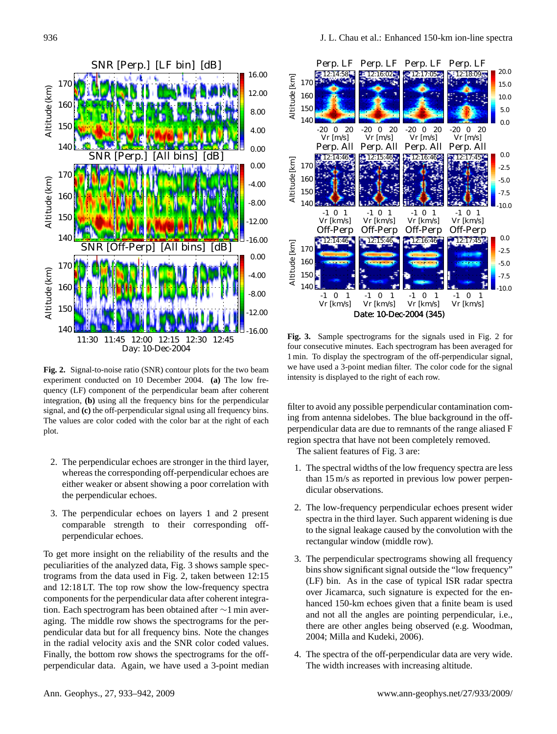**Fig. 2.** Signal-to-noise ratio (SNR) contour plots for the two beam experiment conducted on 10 December 2004. **(a)** The low frequency (LF) component of the perpendicular beam after coherent integration, **(b)** using all the frequency bins for the perpendicular signal, and **(c)** the off-perpendicular signal using all frequency bins. The values are color coded with the color bar at the right of each plot.

2. The perpendicular echoes are stronger in the third layer, whereas the corresponding off-perpendicular echoes are either weaker or absent showing a poor correlation with the perpendicular echoes.

3. The perpendicular echoes on layers 1 and 2 present comparable strength to their corresponding off-perpendicular echoes.

To get more insight on the reliability of the results and the peculiarities of the analyzed data, Fig. 3 shows sample spectrograms from the data used in Fig. 2, taken between 12:15 and 12:18 LT. The top row show the low-frequency spectra components for the perpendicular data after coherent integration. Each spectrogram has been obtained after ∼1 min averaging. The middle row shows the spectrograms for the perpendicular data but for all frequency bins. Note the changes in the radial velocity axis and the SNR color coded values. Finally, the bottom row shows the spectrograms for the off-perpendicular data. Again, we have used a 3-point median filter to avoid any possible perpendicular contamination coming from antenna sidelobes. The blue background in the off-perpendicular data are due to remnants of the range aliased F region spectra that have not been completely removed.

**Fig. 3.** Sample spectrograms for the signals used in Fig. 2 for four consecutive minutes. Each spectrogram has been averaged for 1 min. To display the spectrogram of the off-perpendicular signal, we have used a 3-point median filter. The color code for the signal intensity is displayed to the right of each row.

The salient features of Fig. 3 are:

1. The spectral widths of the low frequency spectra are less than 15 m/s as reported in previous low power perpendicular observations.

2. The low-frequency perpendicular echoes present wider spectra in the third layer. Such apparent widening is due to the signal leakage caused by the convolution with the rectangular window (middle row).

3. The perpendicular spectrograms showing all frequency bins show significant signal outside the "low frequency" (LF) bin. As in the case of typical ISR radar spectra over Jicamarca, such signature is expected for the enhanced 150-km echoes given that a finite beam is used and not all the angles are pointing perpendicular, i.e., there are other angles being observed (e.g. Woodman, 2004; Milla and Kudeki, 2006).

4. The spectra of the off-perpendicular data are very wide. The width increases with increasing altitude.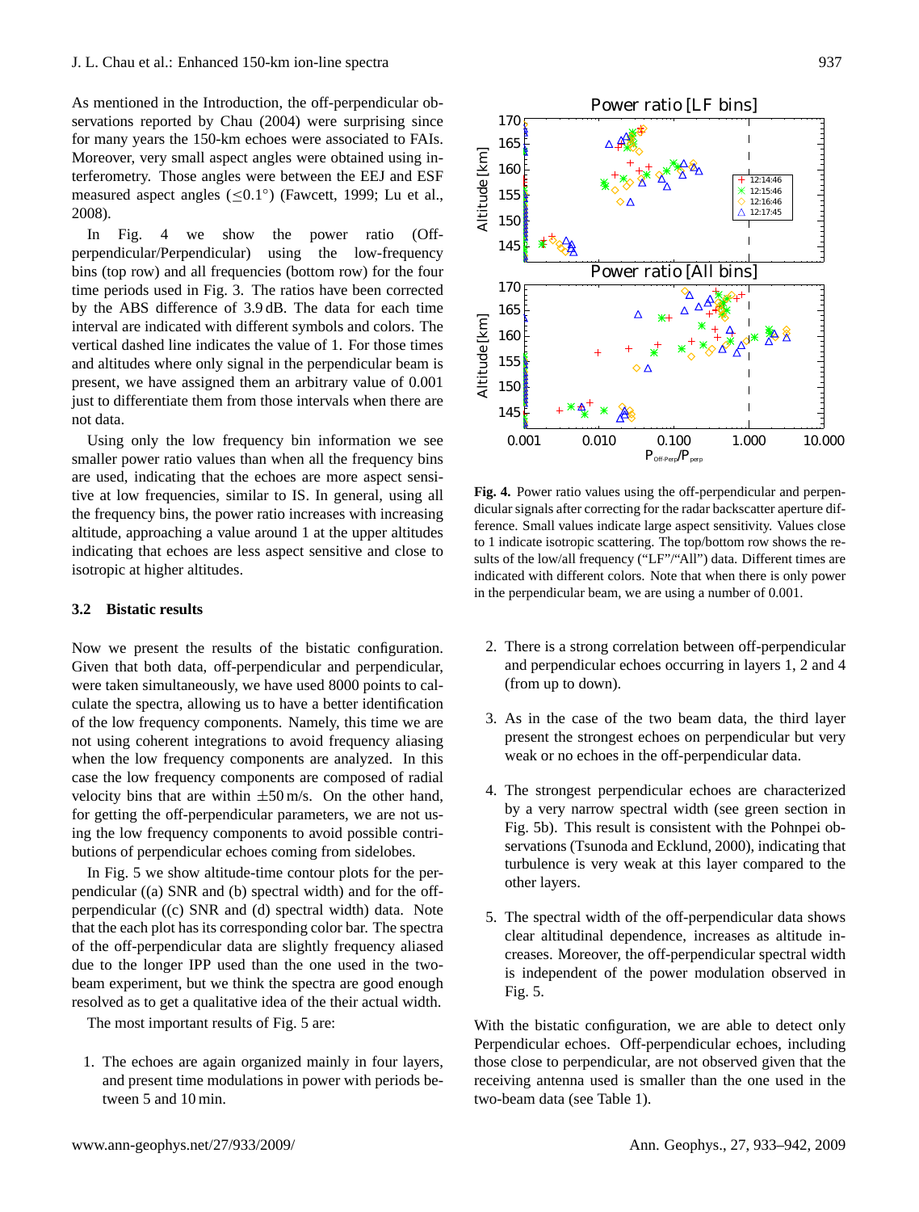As mentioned in the Introduction, the off-perpendicular observations reported by Chau (2004) were surprising since for many years the 150-km echoes were associated to FAIs. Moreover, very small aspect angles were obtained using interferometry. Those angles were between the EEJ and ESF measured aspect angles ($\leq 0.1°$) (Fawcett, 1999; Lu et al., 2008).

In Fig. 4 we show the power ratio (Off-perpendicular/Perpendicular) using the low-frequency bins (top row) and all frequencies (bottom row) for the four time periods used in Fig. 3. The ratios have been corrected by the ABS difference of 3.9 dB. The data for each time interval are indicated with different symbols and colors. The vertical dashed line indicates the value of 1. For those times and altitudes where only signal in the perpendicular beam is present, we have assigned them an arbitrary value of 0.001 just to differentiate them from those intervals when there are not data.

Using only the low frequency bin information we see smaller power ratio values than when all the frequency bins are used, indicating that the echoes are more aspect sensitive at low frequencies, similar to IS. In general, using all the frequency bins, the power ratio increases with increasing altitude, approaching a value around 1 at the upper altitudes indicating that echoes are less aspect sensitive and close to isotropic at higher altitudes.

**Fig. 4.** Power ratio values using the off-perpendicular and perpendicular signals after correcting for the radar backscatter aperture difference. Small values indicate large aspect sensitivity. Values close to 1 indicate isotropic scattering. The top/bottom row shows the results of the low/all frequency ("LF"/"All") data. Different times are indicated with different colors. Note that when there is only power in the perpendicular beam, we are using a number of 0.001.

### 3.2 Bistatic results

Now we present the results of the bistatic configuration. Given that both data, off-perpendicular and perpendicular, were taken simultaneously, we have used 8000 points to calculate the spectra, allowing us to have a better identification of the low frequency components. Namely, this time we are not using coherent integrations to avoid frequency aliasing when the low frequency components are analyzed. In this case the low frequency components are composed of radial velocity bins that are within $\pm 50$ m/s. On the other hand, for getting the off-perpendicular parameters, we are not using the low frequency components to avoid possible contributions of perpendicular echoes coming from sidelobes.

In Fig. 5 we show altitude-time contour plots for the perpendicular ((a) SNR and (b) spectral width) and for the off-perpendicular ((c) SNR and (d) spectral width) data. Note that the each plot has its corresponding color bar. The spectra of the off-perpendicular data are slightly frequency aliased due to the longer IPP used than the one used in the two-beam experiment, but we think the spectra are good enough resolved as to get a qualitative idea of the their actual width.

The most important results of Fig. 5 are:

1. The echoes are again organized mainly in four layers, and present time modulations in power with periods between 5 and 10 min.
2. There is a strong correlation between off-perpendicular and perpendicular echoes occurring in layers 1, 2 and 4 (from up to down).
3. As in the case of the two beam data, the third layer present the strongest echoes on perpendicular but very weak or no echoes in the off-perpendicular data.
4. The strongest perpendicular echoes are characterized by a very narrow spectral width (see green section in Fig. 5b). This result is consistent with the Pohnpei observations (Tsunoda and Ecklund, 2000), indicating that turbulence is very weak at this layer compared to the other layers.
5. The spectral width of the off-perpendicular data shows clear altitudinal dependence, increases as altitude increases. Moreover, the off-perpendicular spectral width is independent of the power modulation observed in Fig. 5.

With the bistatic configuration, we are able to detect only Perpendicular echoes. Off-perpendicular echoes, including those close to perpendicular, are not observed given that the receiving antenna used is smaller than the one used in the two-beam data (see Table 1).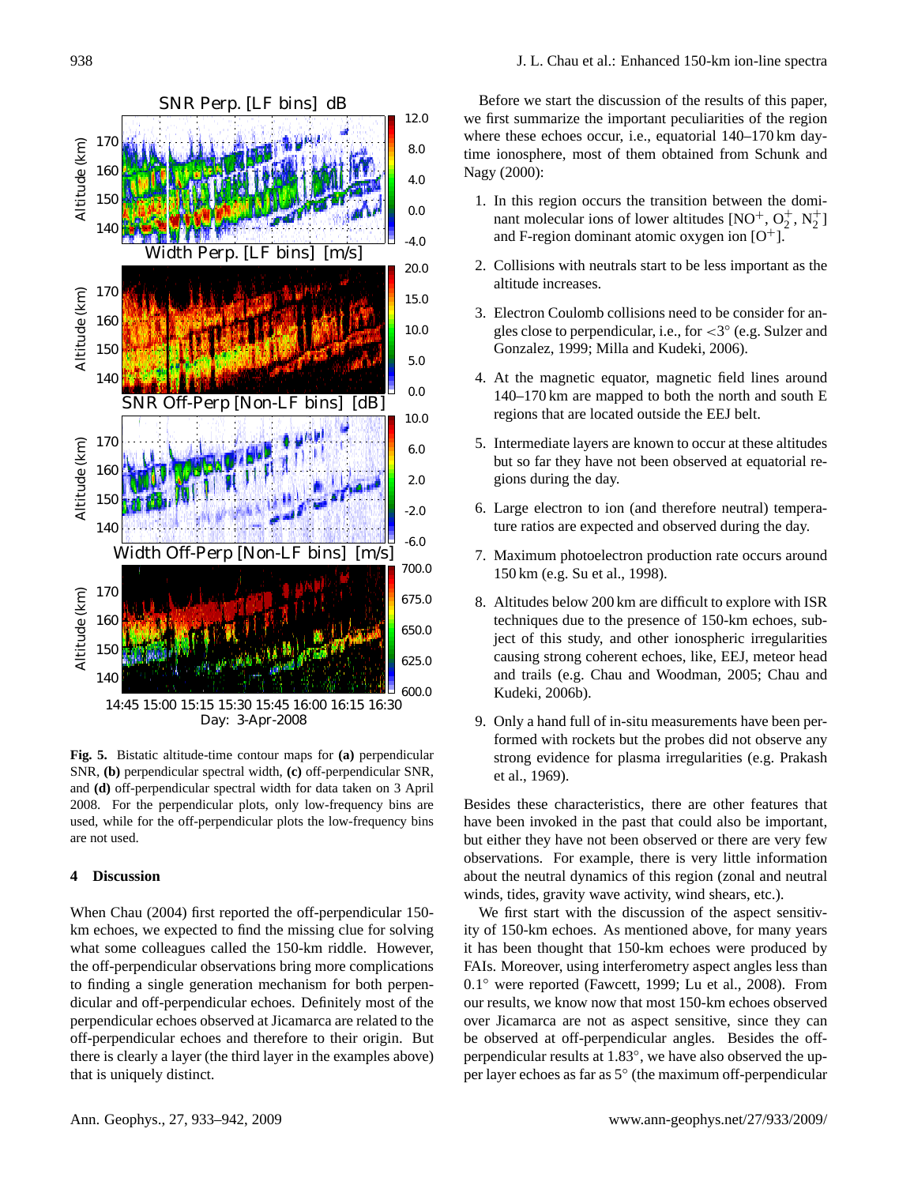**Fig. 5.** Bistatic altitude-time contour maps for **(a)** perpendicular SNR, **(b)** perpendicular spectral width, **(c)** off-perpendicular SNR, and **(d)** off-perpendicular spectral width for data taken on 3 April 2008. For the perpendicular plots, only low-frequency bins are used, while for the off-perpendicular plots the low-frequency bins are not used.

## 4 Discussion

When Chau (2004) first reported the off-perpendicular 150-km echoes, we expected to find the missing clue for solving what some colleagues called the 150-km riddle. However, the off-perpendicular observations bring more complications to finding a single generation mechanism for both perpendicular and off-perpendicular echoes. Definitely most of the perpendicular echoes observed at Jicamarca are related to the off-perpendicular echoes and therefore to their origin. But there is clearly a layer (the third layer in the examples above) that is uniquely distinct.

Before we start the discussion of the results of this paper, we first summarize the important peculiarities of the region where these echoes occur, i.e., equatorial 140–170 km daytime ionosphere, most of them obtained from Schunk and Nagy (2000):

1. In this region occurs the transition between the dominant molecular ions of lower altitudes [$NO^+$, $O_2^+$, $N_2^+$] and F-region dominant atomic oxygen ion [$O^+$].

2. Collisions with neutrals start to be less important as the altitude increases.

3. Electron Coulomb collisions need to be consider for angles close to perpendicular, i.e., for $<3°$ (e.g. Sulzer and Gonzalez, 1999; Milla and Kudeki, 2006).

4. At the magnetic equator, magnetic field lines around 140–170 km are mapped to both the north and south E regions that are located outside the EEJ belt.

5. Intermediate layers are known to occur at these altitudes but so far they have not been observed at equatorial regions during the day.

6. Large electron to ion (and therefore neutral) temperature ratios are expected and observed during the day.

7. Maximum photoelectron production rate occurs around 150 km (e.g. Su et al., 1998).

8. Altitudes below 200 km are difficult to explore with ISR techniques due to the presence of 150-km echoes, subject of this study, and other ionospheric irregularities causing strong coherent echoes, like, EEJ, meteor head and trails (e.g. Chau and Woodman, 2005; Chau and Kudeki, 2006b).

9. Only a hand full of in-situ measurements have been performed with rockets but the probes did not observe any strong evidence for plasma irregularities (e.g. Prakash et al., 1969).

Besides these characteristics, there are other features that have been invoked in the past that could also be important, but either they have not been observed or there are very few observations. For example, there is very little information about the neutral dynamics of this region (zonal and neutral winds, tides, gravity wave activity, wind shears, etc.).

We first start with the discussion of the aspect sensitivity of 150-km echoes. As mentioned above, for many years it has been thought that 150-km echoes were produced by FAIs. Moreover, using interferometry aspect angles less than $0.1°$ were reported (Fawcett, 1999; Lu et al., 2008). From our results, we know now that most 150-km echoes observed over Jicamarca are not as aspect sensitive, since they can be observed at off-perpendicular angles. Besides the off-perpendicular results at $1.83°$, we have also observed the upper layer echoes as far as $5°$ (the maximum off-perpendicular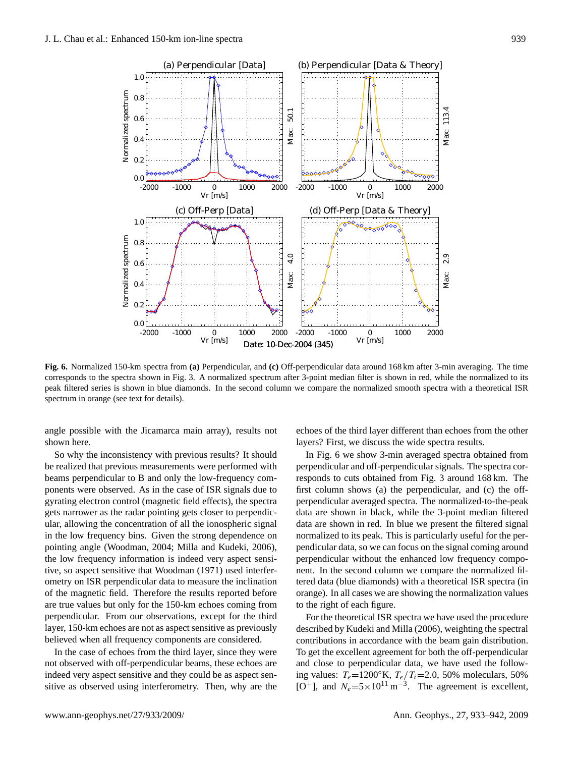**Fig. 6.** Normalized 150-km spectra from **(a)** Perpendicular, and **(c)** Off-perpendicular data around 168 km after 3-min averaging. The time corresponds to the spectra shown in Fig. 3. A normalized spectrum after 3-point median filter is shown in red, while the normalized to its peak filtered series is shown in blue diamonds. In the second column we compare the normalized smooth spectra with a theoretical ISR spectrum in orange (see text for details).

angle possible with the Jicamarca main array), results not shown here.

So why the inconsistency with previous results? It should be realized that previous measurements were performed with beams perpendicular to B and only the low-frequency components were observed. As in the case of ISR signals due to gyrating electron control (magnetic field effects), the spectra gets narrower as the radar pointing gets closer to perpendicular, allowing the concentration of all the ionospheric signal in the low frequency bins. Given the strong dependence on pointing angle (Woodman, 2004; Milla and Kudeki, 2006), the low frequency information is indeed very aspect sensitive, so aspect sensitive that Woodman (1971) used interferometry on ISR perpendicular data to measure the inclination of the magnetic field. Therefore the results reported before are true values but only for the 150-km echoes coming from perpendicular. From our observations, except for the third layer, 150-km echoes are not as aspect sensitive as previously believed when all frequency components are considered.

In the case of echoes from the third layer, since they were not observed with off-perpendicular beams, these echoes are indeed very aspect sensitive and they could be as aspect sensitive as observed using interferometry. Then, why are the echoes of the third layer different than echoes from the other layers? First, we discuss the wide spectra results.

In Fig. 6 we show 3-min averaged spectra obtained from perpendicular and off-perpendicular signals. The spectra corresponds to cuts obtained from Fig. 3 around 168 km. The first column shows (a) the perpendicular, and (c) the off-perpendicular averaged spectra. The normalized-to-the-peak data are shown in black, while the 3-point median filtered data are shown in red. In blue we present the filtered signal normalized to its peak. This is particularly useful for the perpendicular data, so we can focus on the signal coming around perpendicular without the enhanced low frequency component. In the second column we compare the normalized filtered data (blue diamonds) with a theoretical ISR spectra (in orange). In all cases we are showing the normalization values to the right of each figure.

For the theoretical ISR spectra we have used the procedure described by Kudeki and Milla (2006), weighting the spectral contributions in accordance with the beam gain distribution. To get the excellent agreement for both the off-perpendicular and close to perpendicular data, we have used the following values: $T_e$=1200°K, $T_e/T_i$=2.0, 50% moleculars, 50% [$O^+$], and $N_e$=$5\times10^{11}$ m$^{-3}$. The agreement is excellent,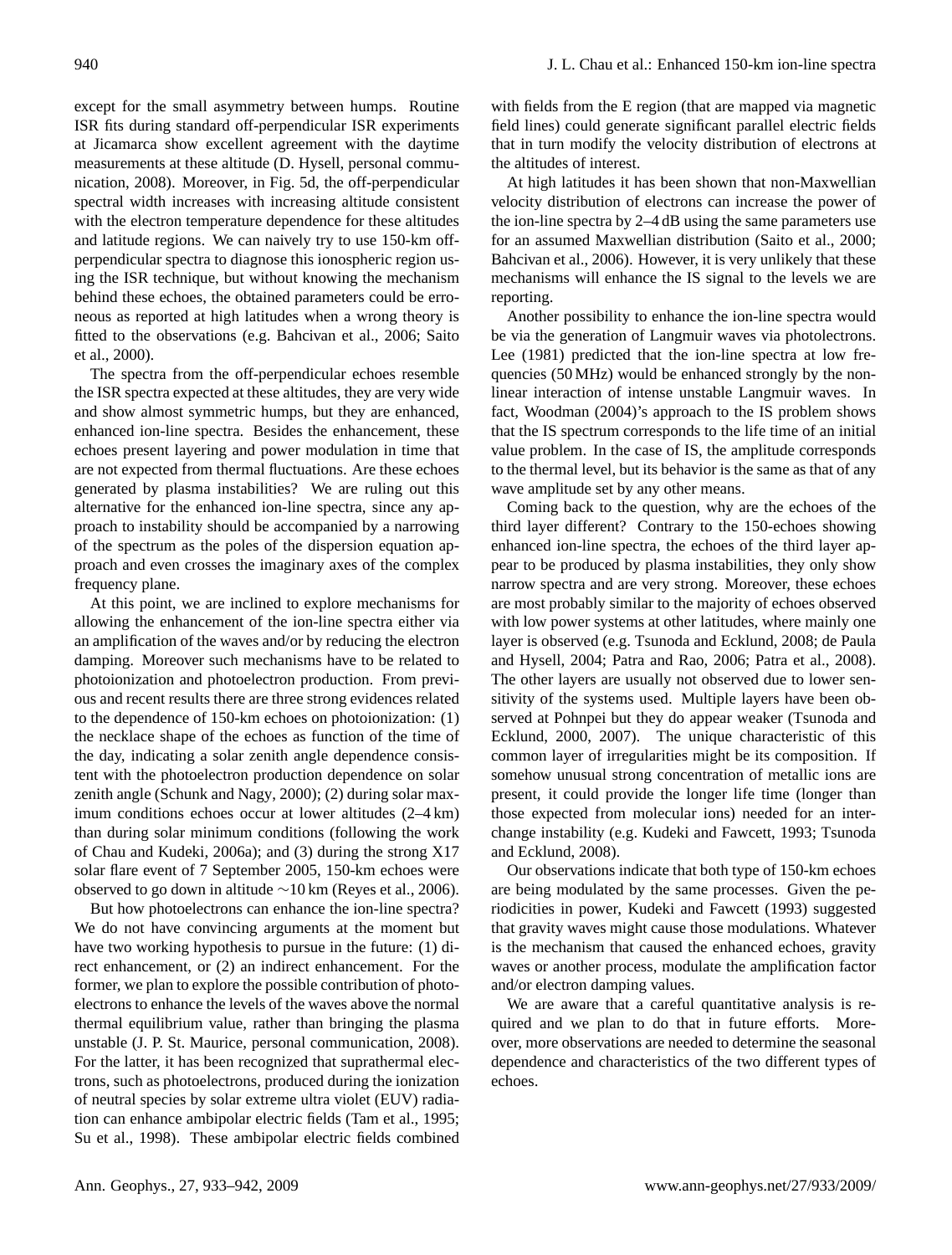except for the small asymmetry between humps. Routine ISR fits during standard off-perpendicular ISR experiments at Jicamarca show excellent agreement with the daytime measurements at these altitude (D. Hysell, personal communication, 2008). Moreover, in Fig. 5d, the off-perpendicular spectral width increases with increasing altitude consistent with the electron temperature dependence for these altitudes and latitude regions. We can naively try to use 150-km off-perpendicular spectra to diagnose this ionospheric region using the ISR technique, but without knowing the mechanism behind these echoes, the obtained parameters could be erroneous as reported at high latitudes when a wrong theory is fitted to the observations (e.g. Bahcivan et al., 2006; Saito et al., 2000).

The spectra from the off-perpendicular echoes resemble the ISR spectra expected at these altitudes, they are very wide and show almost symmetric humps, but they are enhanced, enhanced ion-line spectra. Besides the enhancement, these echoes present layering and power modulation in time that are not expected from thermal fluctuations. Are these echoes generated by plasma instabilities? We are ruling out this alternative for the enhanced ion-line spectra, since any approach to instability should be accompanied by a narrowing of the spectrum as the poles of the dispersion equation approach and even crosses the imaginary axes of the complex frequency plane.

At this point, we are inclined to explore mechanisms for allowing the enhancement of the ion-line spectra either via an amplification of the waves and/or by reducing the electron damping. Moreover such mechanisms have to be related to photoionization and photoelectron production. From previous and recent results there are three strong evidences related to the dependence of 150-km echoes on photoionization: (1) the necklace shape of the echoes as function of the time of the day, indicating a solar zenith angle dependence consistent with the photoelectron production dependence on solar zenith angle (Schunk and Nagy, 2000); (2) during solar maximum conditions echoes occur at lower altitudes (2–4 km) than during solar minimum conditions (following the work of Chau and Kudeki, 2006a); and (3) during the strong X17 solar flare event of 7 September 2005, 150-km echoes were observed to go down in altitude ∼10 km (Reyes et al., 2006).

But how photoelectrons can enhance the ion-line spectra? We do not have convincing arguments at the moment but have two working hypothesis to pursue in the future: (1) direct enhancement, or (2) an indirect enhancement. For the former, we plan to explore the possible contribution of photoelectrons to enhance the levels of the waves above the normal thermal equilibrium value, rather than bringing the plasma unstable (J. P. St. Maurice, personal communication, 2008). For the latter, it has been recognized that suprathermal electrons, such as photoelectrons, produced during the ionization of neutral species by solar extreme ultra violet (EUV) radiation can enhance ambipolar electric fields (Tam et al., 1995; Su et al., 1998). These ambipolar electric fields combined with fields from the E region (that are mapped via magnetic field lines) could generate significant parallel electric fields that in turn modify the velocity distribution of electrons at the altitudes of interest.

At high latitudes it has been shown that non-Maxwellian velocity distribution of electrons can increase the power of the ion-line spectra by 2–4 dB using the same parameters use for an assumed Maxwellian distribution (Saito et al., 2000; Bahcivan et al., 2006). However, it is very unlikely that these mechanisms will enhance the IS signal to the levels we are reporting.

Another possibility to enhance the ion-line spectra would be via the generation of Langmuir waves via photoelectrons. Lee (1981) predicted that the ion-line spectra at low frequencies (50 MHz) would be enhanced strongly by the non-linear interaction of intense unstable Langmuir waves. In fact, Woodman (2004)'s approach to the IS problem shows that the IS spectrum corresponds to the life time of an initial value problem. In the case of IS, the amplitude corresponds to the thermal level, but its behavior is the same as that of any wave amplitude set by any other means.

Coming back to the question, why are the echoes of the third layer different? Contrary to the 150-echoes showing enhanced ion-line spectra, the echoes of the third layer appear to be produced by plasma instabilities, they only show narrow spectra and are very strong. Moreover, these echoes are most probably similar to the majority of echoes observed with low power systems at other latitudes, where mainly one layer is observed (e.g. Tsunoda and Ecklund, 2008; de Paula and Hysell, 2004; Patra and Rao, 2006; Patra et al., 2008). The other layers are usually not observed due to lower sensitivity of the systems used. Multiple layers have been observed at Pohnpei but they do appear weaker (Tsunoda and Ecklund, 2000, 2007). The unique characteristic of this common layer of irregularities might be its composition. If somehow unusual strong concentration of metallic ions are present, it could provide the longer life time (longer than those expected from molecular ions) needed for an interchange instability (e.g. Kudeki and Fawcett, 1993; Tsunoda and Ecklund, 2008).

Our observations indicate that both type of 150-km echoes are being modulated by the same processes. Given the periodicities in power, Kudeki and Fawcett (1993) suggested that gravity waves might cause those modulations. Whatever is the mechanism that caused the enhanced echoes, gravity waves or another process, modulate the amplification factor and/or electron damping values.

We are aware that a careful quantitative analysis is required and we plan to do that in future efforts. Moreover, more observations are needed to determine the seasonal dependence and characteristics of the two different types of echoes.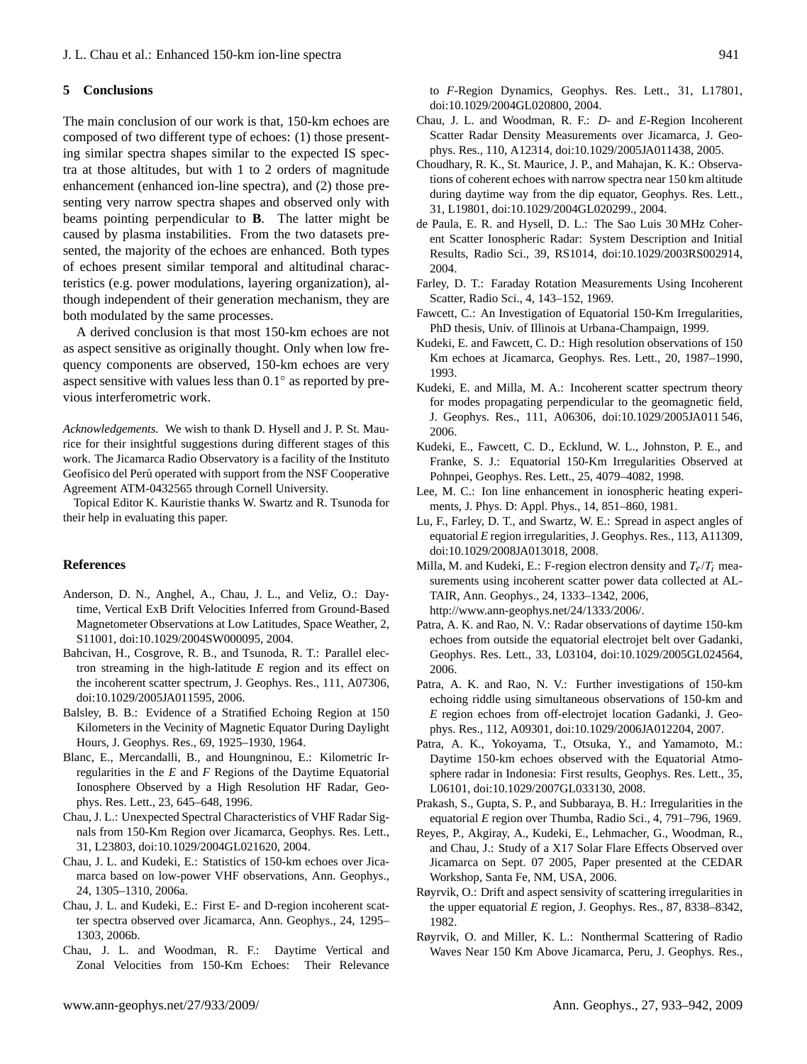## 5 Conclusions

The main conclusion of our work is that, 150-km echoes are composed of two different type of echoes: (1) those presenting similar spectra shapes similar to the expected IS spectra at those altitudes, but with 1 to 2 orders of magnitude enhancement (enhanced ion-line spectra), and (2) those presenting very narrow spectra shapes and observed only with beams pointing perpendicular to **B**. The latter might be caused by plasma instabilities. From the two datasets presented, the majority of the echoes are enhanced. Both types of echoes present similar temporal and altitudinal characteristics (e.g. power modulations, layering organization), although independent of their generation mechanism, they are both modulated by the same processes.

A derived conclusion is that most 150-km echoes are not as aspect sensitive as originally thought. Only when low frequency components are observed, 150-km echoes are very aspect sensitive with values less than $0.1^{\circ}$ as reported by previous interferometric work.

*Acknowledgements.* We wish to thank D. Hysell and J. P. St. Maurice for their insightful suggestions during different stages of this work. The Jicamarca Radio Observatory is a facility of the Instituto Geofísico del Perú operated with support from the NSF Cooperative Agreement ATM-0432565 through Cornell University.

Topical Editor K. Kauristie thanks W. Swartz and R. Tsunoda for their help in evaluating this paper.

## References

Anderson, D. N., Anghel, A., Chau, J. L., and Veliz, O.: Daytime, Vertical ExB Drift Velocities Inferred from Ground-Based Magnetometer Observations at Low Latitudes, Space Weather, 2, S11001, doi:10.1029/2004SW000095, 2004.

Bahcivan, H., Cosgrove, R. B., and Tsunoda, R. T.: Parallel electron streaming in the high-latitude *E* region and its effect on the incoherent scatter spectrum, J. Geophys. Res., 111, A07306, doi:10.1029/2005JA011595, 2006.

Balsley, B. B.: Evidence of a Stratified Echoing Region at 150 Kilometers in the Vecinity of Magnetic Equator During Daylight Hours, J. Geophys. Res., 69, 1925–1930, 1964.

Blanc, E., Mercandalli, B., and Houngninou, E.: Kilometric Irregularities in the *E* and *F* Regions of the Daytime Equatorial Ionosphere Observed by a High Resolution HF Radar, Geophys. Res. Lett., 23, 645–648, 1996.

Chau, J. L.: Unexpected Spectral Characteristics of VHF Radar Signals from 150-Km Region over Jicamarca, Geophys. Res. Lett., 31, L23803, doi:10.1029/2004GL021620, 2004.

Chau, J. L. and Kudeki, E.: Statistics of 150-km echoes over Jicamarca based on low-power VHF observations, Ann. Geophys., 24, 1305–1310, 2006a.

Chau, J. L. and Kudeki, E.: First E- and D-region incoherent scatter spectra observed over Jicamarca, Ann. Geophys., 24, 1295–1303, 2006b.

Chau, J. L. and Woodman, R. F.: Daytime Vertical and Zonal Velocities from 150-Km Echoes: Their Relevance to *F*-Region Dynamics, Geophys. Res. Lett., 31, L17801, doi:10.1029/2004GL020800, 2004.

Chau, J. L. and Woodman, R. F.: *D*- and *E*-Region Incoherent Scatter Radar Density Measurements over Jicamarca, J. Geophys. Res., 110, A12314, doi:10.1029/2005JA011438, 2005.

Choudhary, R. K., St. Maurice, J. P., and Mahajan, K. K.: Observations of coherent echoes with narrow spectra near 150 km altitude during daytime way from the dip equator, Geophys. Res. Lett., 31, L19801, doi:10.1029/2004GL020299., 2004.

de Paula, E. R. and Hysell, D. L.: The Sao Luis 30 MHz Coherent Scatter Ionospheric Radar: System Description and Initial Results, Radio Sci., 39, RS1014, doi:10.1029/2003RS002914, 2004.

Farley, D. T.: Faraday Rotation Measurements Using Incoherent Scatter, Radio Sci., 4, 143–152, 1969.

Fawcett, C.: An Investigation of Equatorial 150-Km Irregularities, PhD thesis, Univ. of Illinois at Urbana-Champaign, 1999.

Kudeki, E. and Fawcett, C. D.: High resolution observations of 150 Km echoes at Jicamarca, Geophys. Res. Lett., 20, 1987–1990, 1993.

Kudeki, E. and Milla, M. A.: Incoherent scatter spectrum theory for modes propagating perpendicular to the geomagnetic field, J. Geophys. Res., 111, A06306, doi:10.1029/2005JA011 546, 2006.

Kudeki, E., Fawcett, C. D., Ecklund, W. L., Johnston, P. E., and Franke, S. J.: Equatorial 150-Km Irregularities Observed at Pohnpei, Geophys. Res. Lett., 25, 4079–4082, 1998.

Lee, M. C.: Ion line enhancement in ionospheric heating experiments, J. Phys. D: Appl. Phys., 14, 851–860, 1981.

Lu, F., Farley, D. T., and Swartz, W. E.: Spread in aspect angles of equatorial *E* region irregularities, J. Geophys. Res., 113, A11309, doi:10.1029/2008JA013018, 2008.

Milla, M. and Kudeki, E.: F-region electron density and $T_e/T_i$ measurements using incoherent scatter power data collected at ALTAIR, Ann. Geophys., 24, 1333–1342, 2006, http://www.ann-geophys.net/24/1333/2006/.

Patra, A. K. and Rao, N. V.: Radar observations of daytime 150-km echoes from outside the equatorial electrojet belt over Gadanki, Geophys. Res. Lett., 33, L03104, doi:10.1029/2005GL024564, 2006.

Patra, A. K. and Rao, N. V.: Further investigations of 150-km echoing riddle using simultaneous observations of 150-km and *E* region echoes from off-electrojet location Gadanki, J. Geophys. Res., 112, A09301, doi:10.1029/2006JA012204, 2007.

Patra, A. K., Yokoyama, T., Otsuka, Y., and Yamamoto, M.: Daytime 150-km echoes observed with the Equatorial Atmosphere radar in Indonesia: First results, Geophys. Res. Lett., 35, L06101, doi:10.1029/2007GL033130, 2008.

Prakash, S., Gupta, S. P., and Subbaraya, B. H.: Irregularities in the equatorial *E* region over Thumba, Radio Sci., 4, 791–796, 1969.

Reyes, P., Akgiray, A., Kudeki, E., Lehmacher, G., Woodman, R., and Chau, J.: Study of a X17 Solar Flare Effects Observed over Jicamarca on Sept. 07 2005, Paper presented at the CEDAR Workshop, Santa Fe, NM, USA, 2006.

Røyrvik, O.: Drift and aspect sensivity of scattering irregularities in the upper equatorial *E* region, J. Geophys. Res., 87, 8338–8342, 1982.

Røyrvik, O. and Miller, K. L.: Nonthermal Scattering of Radio Waves Near 150 Km Above Jicamarca, Peru, J. Geophys. Res.,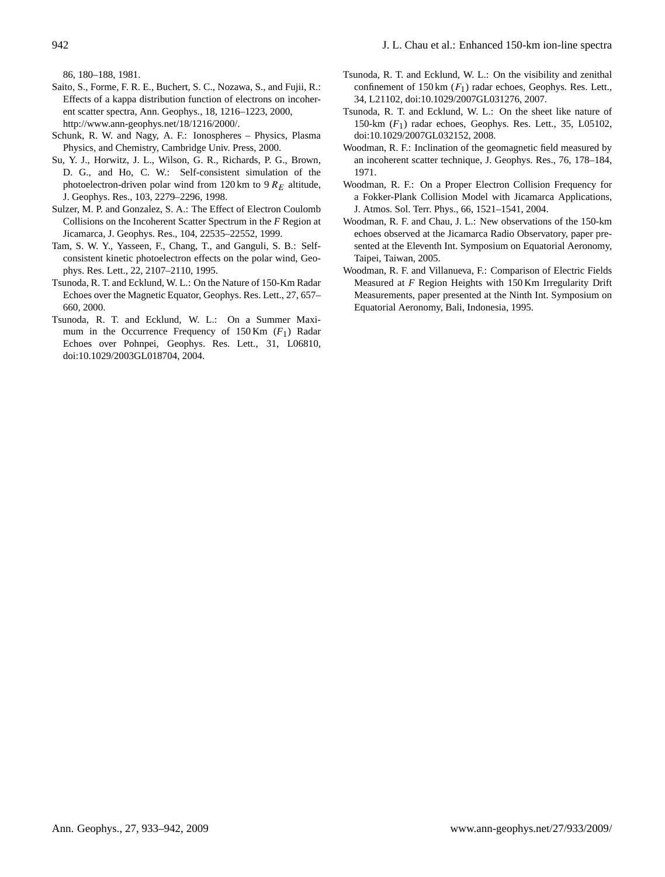86, 180–188, 1981.

Saito, S., Forme, F. R. E., Buchert, S. C., Nozawa, S., and Fujii, R.: Effects of a kappa distribution function of electrons on incoherent scatter spectra, Ann. Geophys., 18, 1216–1223, 2000, http://www.ann-geophys.net/18/1216/2000/.

Schunk, R. W. and Nagy, A. F.: Ionospheres – Physics, Plasma Physics, and Chemistry, Cambridge Univ. Press, 2000.

Su, Y. J., Horwitz, J. L., Wilson, G. R., Richards, P. G., Brown, D. G., and Ho, C. W.: Self-consistent simulation of the photoelectron-driven polar wind from 120 km to 9 $R_E$ altitude, J. Geophys. Res., 103, 2279–2296, 1998.

Sulzer, M. P. and Gonzalez, S. A.: The Effect of Electron Coulomb Collisions on the Incoherent Scatter Spectrum in the *F* Region at Jicamarca, J. Geophys. Res., 104, 22535–22552, 1999.

Tam, S. W. Y., Yasseen, F., Chang, T., and Ganguli, S. B.: Self-consistent kinetic photoelectron effects on the polar wind, Geophys. Res. Lett., 22, 2107–2110, 1995.

Tsunoda, R. T. and Ecklund, W. L.: On the Nature of 150-Km Radar Echoes over the Magnetic Equator, Geophys. Res. Lett., 27, 657–660, 2000.

Tsunoda, R. T. and Ecklund, W. L.: On a Summer Maximum in the Occurrence Frequency of 150 Km ($F_1$) Radar Echoes over Pohnpei, Geophys. Res. Lett., 31, L06810, doi:10.1029/2003GL018704, 2004.

Tsunoda, R. T. and Ecklund, W. L.: On the visibility and zenithal confinement of 150 km ($F_1$) radar echoes, Geophys. Res. Lett., 34, L21102, doi:10.1029/2007GL031276, 2007.

Tsunoda, R. T. and Ecklund, W. L.: On the sheet like nature of 150-km ($F_1$) radar echoes, Geophys. Res. Lett., 35, L05102, doi:10.1029/2007GL032152, 2008.

Woodman, R. F.: Inclination of the geomagnetic field measured by an incoherent scatter technique, J. Geophys. Res., 76, 178–184, 1971.

Woodman, R. F.: On a Proper Electron Collision Frequency for a Fokker-Plank Collision Model with Jicamarca Applications, J. Atmos. Sol. Terr. Phys., 66, 1521–1541, 2004.

Woodman, R. F. and Chau, J. L.: New observations of the 150-km echoes observed at the Jicamarca Radio Observatory, paper presented at the Eleventh Int. Symposium on Equatorial Aeronomy, Taipei, Taiwan, 2005.

Woodman, R. F. and Villanueva, F.: Comparison of Electric Fields Measured at *F* Region Heights with 150 Km Irregularity Drift Measurements, paper presented at the Ninth Int. Symposium on Equatorial Aeronomy, Bali, Indonesia, 1995.